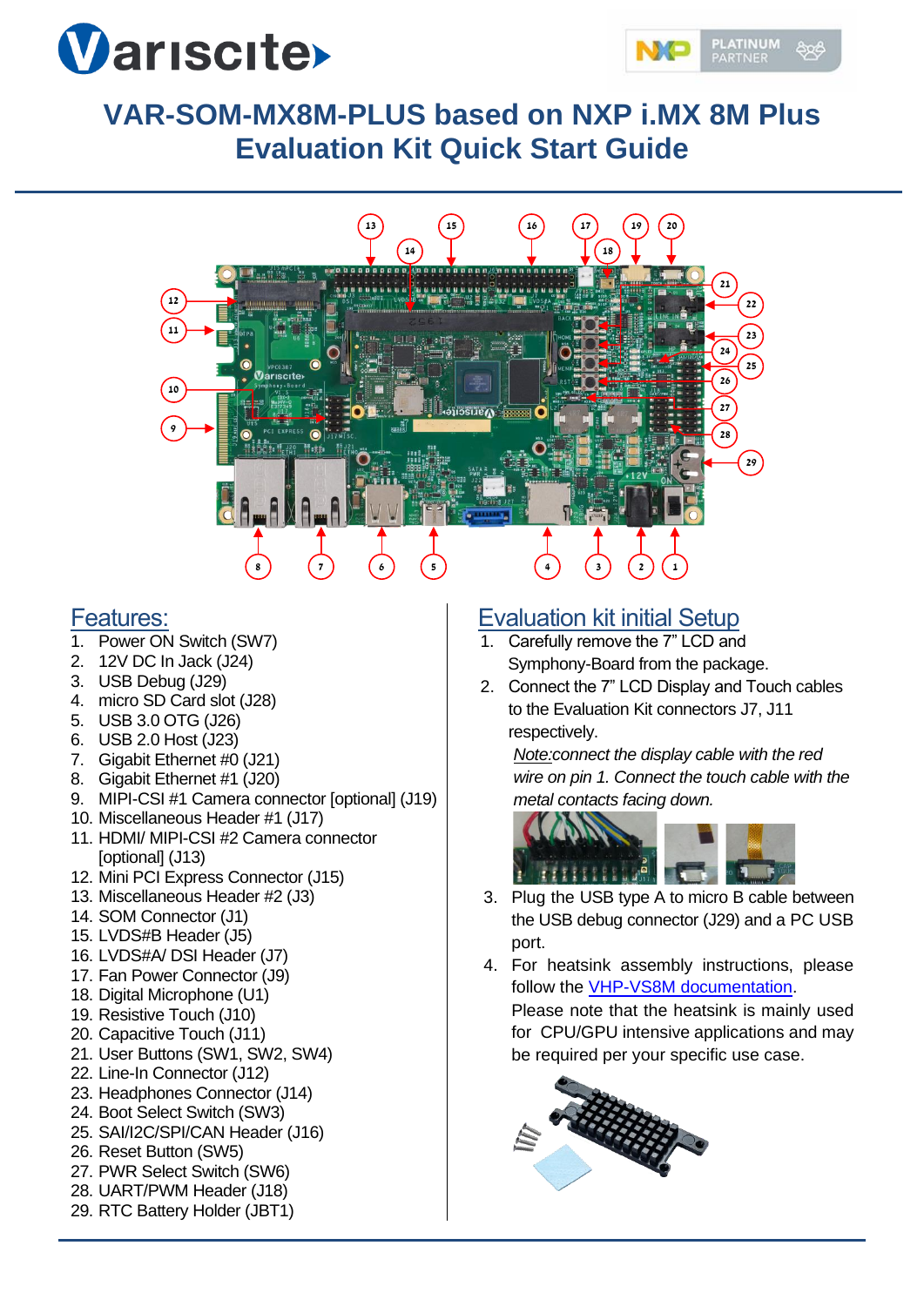# VAR-SOM-MX8M-PLUS based on NXP i.MX 8M Plus Evaluation Kit Quick Start Guide

## Features:

1. Power ON Switch (SW7)
2. 12V DC In Jack (J24)
3. USB Debug (J29)
4. micro SD Card slot (J28)
5. USB 3.0 OTG (J26)
6. USB 2.0 Host (J23)
7. Gigabit Ethernet #0 (J21)
8. Gigabit Ethernet #1 (J20)
9. MIPI-CSI #1 Camera connector [optional] (J19)
10. Miscellaneous Header #1 (J17)
11. HDMI/ MIPI-CSI #2 Camera connector [optional] (J13)
12. Mini PCI Express Connector (J15)
13. Miscellaneous Header #2 (J3)
14. SOM Connector (J1)
15. LVDS#B Header (J5)
16. LVDS#A/ DSI Header (J7)
17. Fan Power Connector (J9)
18. Digital Microphone (U1)
19. Resistive Touch (J10)
20. Capacitive Touch (J11)
21. User Buttons (SW1, SW2, SW4)
22. Line-In Connector (J12)
23. Headphones Connector (J14)
24. Boot Select Switch (SW3)
25. SAI/I2C/SPI/CAN Header (J16)
26. Reset Button (SW5)
27. PWR Select Switch (SW6)
28. UART/PWM Header (J18)
29. RTC Battery Holder (JBT1)

## Evaluation kit initial Setup

1. Carefully remove the 7" LCD and Symphony-Board from the package.
2. Connect the 7" LCD Display and Touch cables to the Evaluation Kit connectors J7, J11 respectively.

   *Note: connect the display cable with the red wire on pin 1. Connect the touch cable with the metal contacts facing down.*

3. Plug the USB type A to micro B cable between the USB debug connector (J29) and a PC USB port.
4. For heatsink assembly instructions, please follow the VHP-VS8M documentation. Please note that the heatsink is mainly used for CPU/GPU intensive applications and may be required per your specific use case.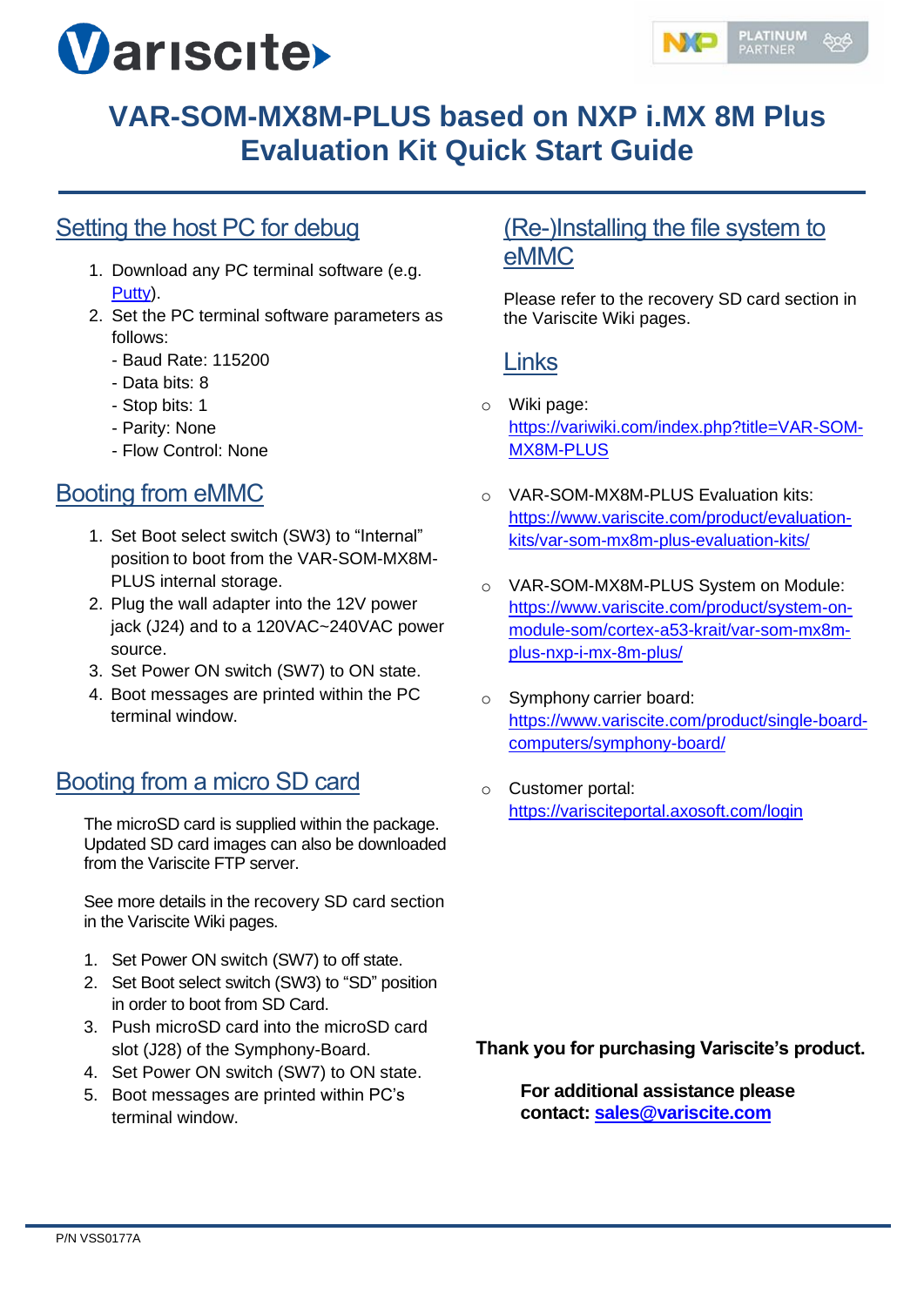# VAR-SOM-MX8M-PLUS based on NXP i.MX 8M Plus Evaluation Kit Quick Start Guide

## Setting the host PC for debug

1. Download any PC terminal software (e.g. [Putty](Putty)).
2. Set the PC terminal software parameters as follows:
   - Baud Rate: 115200
   - Data bits: 8
   - Stop bits: 1
   - Parity: None
   - Flow Control: None

## Booting from eMMC

1. Set Boot select switch (SW3) to "Internal" position to boot from the VAR-SOM-MX8M-PLUS internal storage.
2. Plug the wall adapter into the 12V power jack (J24) and to a 120VAC~240VAC power source.
3. Set Power ON switch (SW7) to ON state.
4. Boot messages are printed within the PC terminal window.

## Booting from a micro SD card

The microSD card is supplied within the package. Updated SD card images can also be downloaded from the Variscite FTP server.

See more details in the recovery SD card section in the Variscite Wiki pages.

1. Set Power ON switch (SW7) to off state.
2. Set Boot select switch (SW3) to "SD" position in order to boot from SD Card.
3. Push microSD card into the microSD card slot (J28) of the Symphony-Board.
4. Set Power ON switch (SW7) to ON state.
5. Boot messages are printed within PC's terminal window.

## (Re-)Installing the file system to eMMC

Please refer to the recovery SD card section in the Variscite Wiki pages.

## Links

- Wiki page: https://variwiki.com/index.php?title=VAR-SOM-MX8M-PLUS
- VAR-SOM-MX8M-PLUS Evaluation kits: https://www.variscite.com/product/evaluation-kits/var-som-mx8m-plus-evaluation-kits/
- VAR-SOM-MX8M-PLUS System on Module: https://www.variscite.com/product/system-on-module-som/cortex-a53-krait/var-som-mx8m-plus-nxp-i-mx-8m-plus/
- Symphony carrier board: https://www.variscite.com/product/single-board-computers/symphony-board/
- Customer portal: https://varisciteportal.axosoft.com/login

**Thank you for purchasing Variscite's product.**

**For additional assistance please contact: [sales@variscite.com](mailto:sales@variscite.com)**

P/N VSS0177A